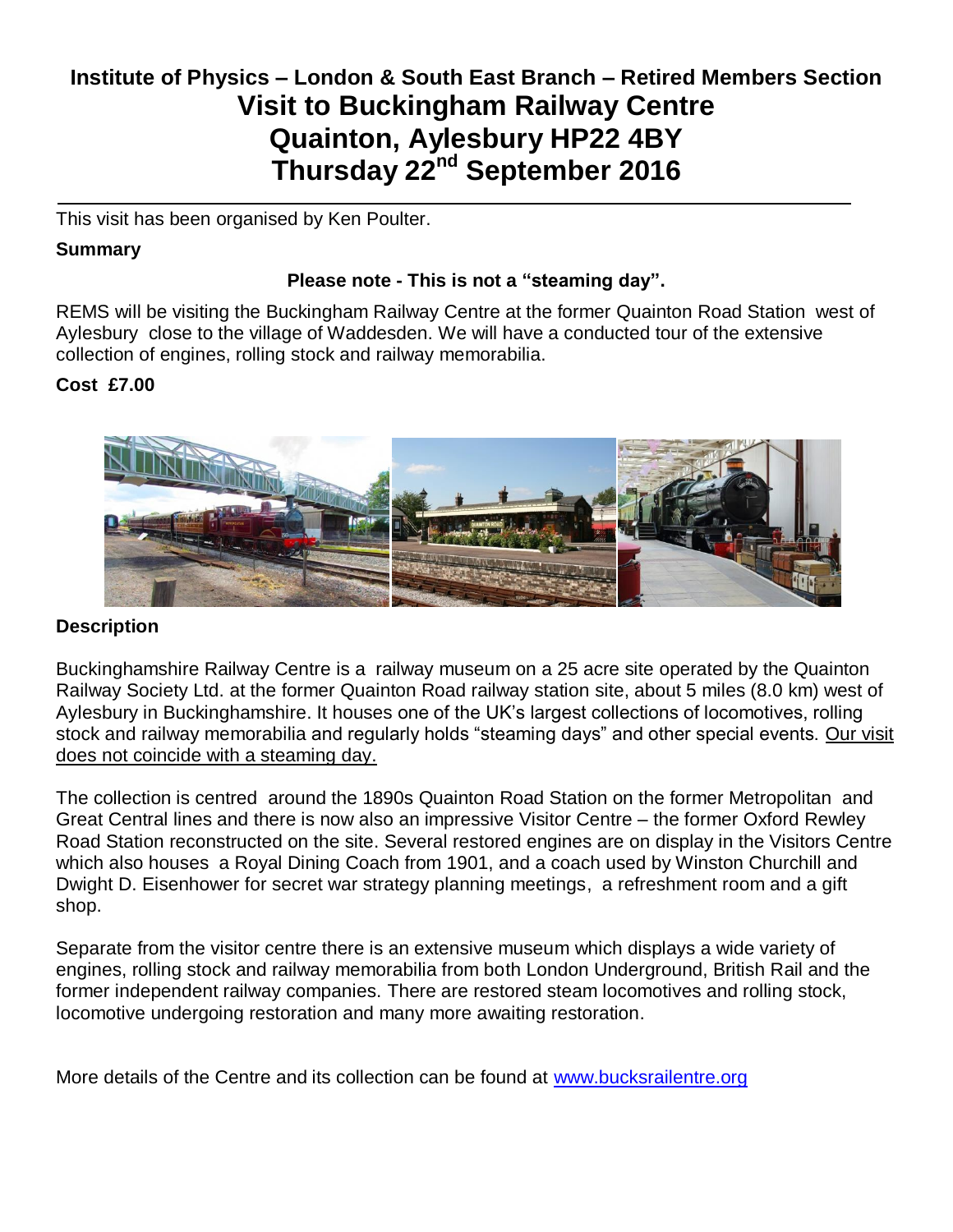# Institute of Physics – London & South East Branch – Retired Members Section

# Visit to Buckingham Railway Centre
# Quainton, Aylesbury HP22 4BY
# Thursday 22nd September 2016

This visit has been organised by Ken Poulter.

**Summary**

**Please note - This is not a "steaming day".**

REMS will be visiting the Buckingham Railway Centre at the former Quainton Road Station west of Aylesbury close to the village of Waddesden. We will have a conducted tour of the extensive collection of engines, rolling stock and railway memorabilia.

**Cost £7.00**

**Description**

Buckinghamshire Railway Centre is a railway museum on a 25 acre site operated by the Quainton Railway Society Ltd. at the former Quainton Road railway station site, about 5 miles (8.0 km) west of Aylesbury in Buckinghamshire. It houses one of the UK's largest collections of locomotives, rolling stock and railway memorabilia and regularly holds "steaming days" and other special events. Our visit does not coincide with a steaming day.

The collection is centred around the 1890s Quainton Road Station on the former Metropolitan and Great Central lines and there is now also an impressive Visitor Centre – the former Oxford Rewley Road Station reconstructed on the site. Several restored engines are on display in the Visitors Centre which also houses a Royal Dining Coach from 1901, and a coach used by Winston Churchill and Dwight D. Eisenhower for secret war strategy planning meetings, a refreshment room and a gift shop.

Separate from the visitor centre there is an extensive museum which displays a wide variety of engines, rolling stock and railway memorabilia from both London Underground, British Rail and the former independent railway companies. There are restored steam locomotives and rolling stock, locomotive undergoing restoration and many more awaiting restoration.

More details of the Centre and its collection can be found at www.bucksrailentre.org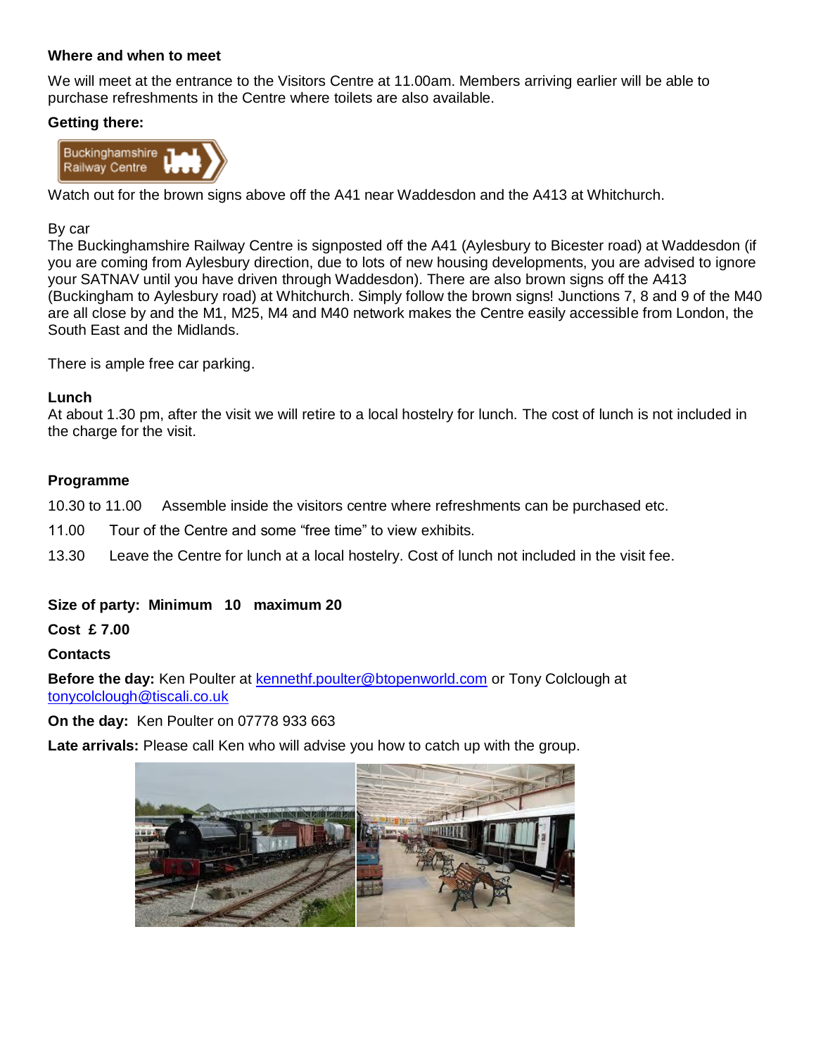**Where and when to meet**

We will meet at the entrance to the Visitors Centre at 11.00am. Members arriving earlier will be able to purchase refreshments in the Centre where toilets are also available.

**Getting there:**

Watch out for the brown signs above off the A41 near Waddesdon and the A413 at Whitchurch.

By car
The Buckinghamshire Railway Centre is signposted off the A41 (Aylesbury to Bicester road) at Waddesdon (if you are coming from Aylesbury direction, due to lots of new housing developments, you are advised to ignore your SATNAV until you have driven through Waddesdon). There are also brown signs off the A413 (Buckingham to Aylesbury road) at Whitchurch. Simply follow the brown signs! Junctions 7, 8 and 9 of the M40 are all close by and the M1, M25, M4 and M40 network makes the Centre easily accessible from London, the South East and the Midlands.

There is ample free car parking.

**Lunch**
At about 1.30 pm, after the visit we will retire to a local hostelry for lunch. The cost of lunch is not included in the charge for the visit.

**Programme**

10.30 to 11.00 Assemble inside the visitors centre where refreshments can be purchased etc.

11.00 Tour of the Centre and some "free time" to view exhibits.

13.30 Leave the Centre for lunch at a local hostelry. Cost of lunch not included in the visit fee.

**Size of party: Minimum 10 maximum 20**

**Cost £ 7.00**

**Contacts**

**Before the day:** Ken Poulter at kennethf.poulter@btopenworld.com or Tony Colclough at tonycolclough@tiscali.co.uk

**On the day:** Ken Poulter on 07778 933 663

**Late arrivals:** Please call Ken who will advise you how to catch up with the group.